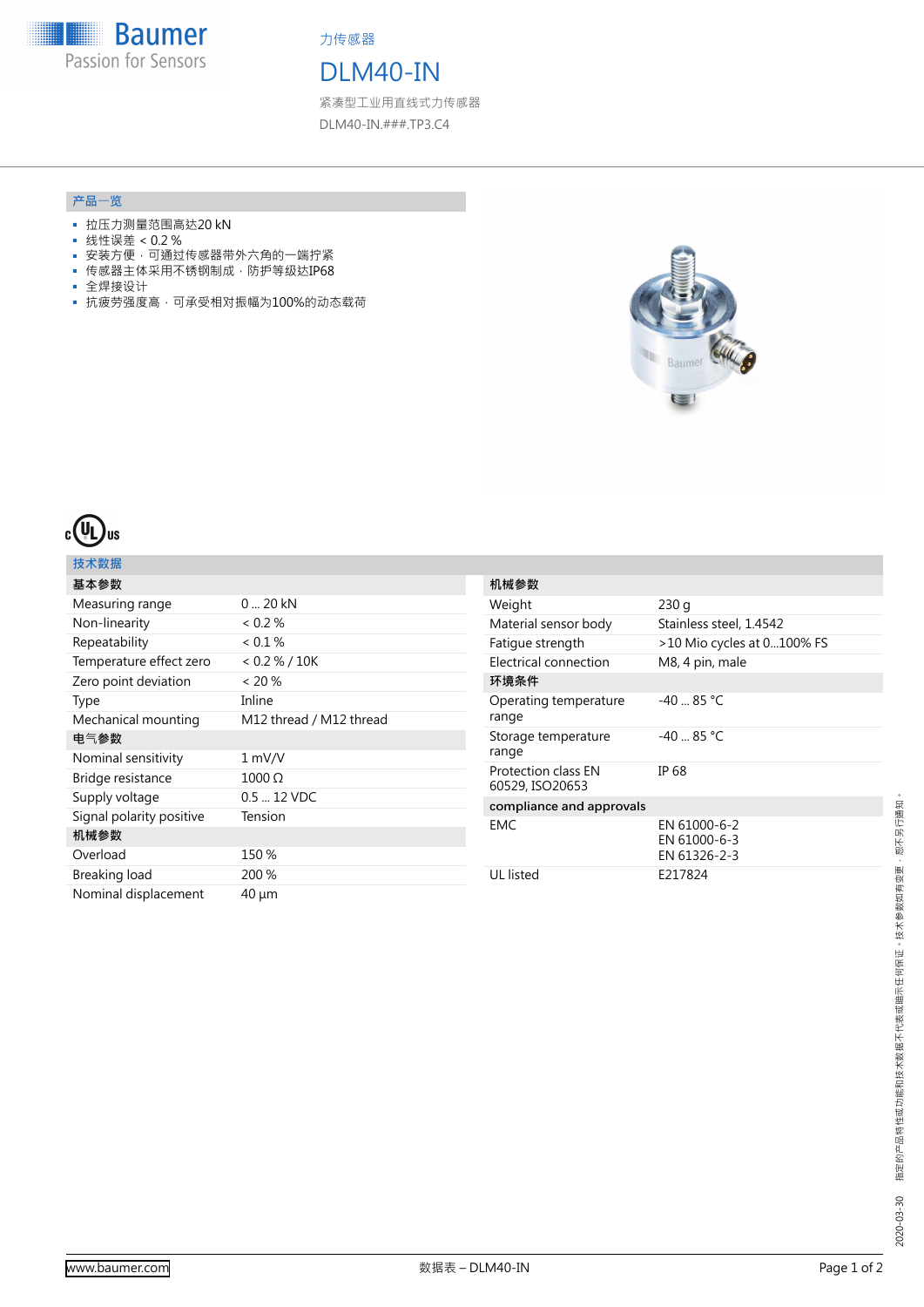力传感器

# DLM40-IN

紧凑型工业用直线式力传感器

DLM40-IN.###.TP3.C4

## 产品一览

- 拉压力测量范围高达20 kN
- 线性误差 < 0.2 %
- 安装方便，可通过传感器带外六角的一端拧紧
- 传感器主体采用不锈钢制成，防护等级达IP68
- 全焊接设计
- 抗疲劳强度高，可承受相对振幅为100%的动态载荷

## 技术数据

| | |
|---|---|
| **基本参数** | |
| Measuring range | 0 ... 20 kN |
| Non-linearity | < 0.2 % |
| Repeatability | < 0.1 % |
| Temperature effect zero | < 0.2 % / 10K |
| Zero point deviation | < 20 % |
| Type | Inline |
| Mechanical mounting | M12 thread / M12 thread |
| **电气参数** | |
| Nominal sensitivity | 1 mV/V |
| Bridge resistance | 1000 Ω |
| Supply voltage | 0.5 ... 12 VDC |
| Signal polarity positive | Tension |
| **机械参数** | |
| Overload | 150 % |
| Breaking load | 200 % |
| Nominal displacement | 40 µm |

| | |
|---|---|
| **机械参数** | |
| Weight | 230 g |
| Material sensor body | Stainless steel, 1.4542 |
| Fatigue strength | >10 Mio cycles at 0...100% FS |
| Electrical connection | M8, 4 pin, male |
| **环境条件** | |
| Operating temperature range | -40 ... 85 °C |
| Storage temperature range | -40 ... 85 °C |
| Protection class EN 60529, ISO20653 | IP 68 |
| **compliance and approvals** | |
| EMC | EN 61000-6-2<br>EN 61000-6-3<br>EN 61326-2-3 |
| UL listed | E217824 |

2020-03-30 指定的产品特性或功能和技术数据不代表或暗示任何保证。技术参数如有变更，恕不另行通知。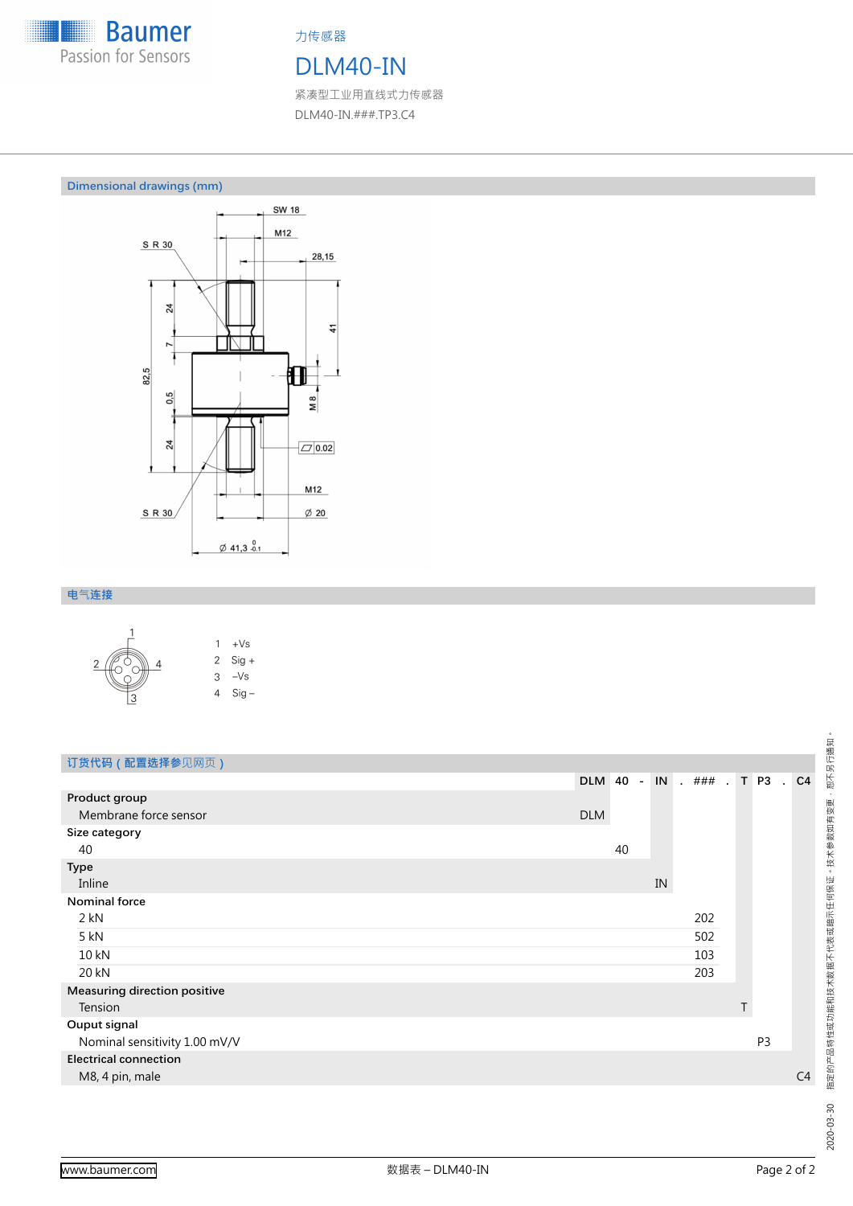力传感器

# DLM40-IN

紧凑型工业用直线式力传感器

DLM40-IN.###.TP3.C4

## Dimensional drawings (mm)

SW 18
M12
S R 30
28,15
24
7
82,5
0,5
24
41
M 8
0.02
M12
Ø 20
S R 30
Ø 41,3 0 -0.1

## 电气连接

1 +Vs
2 Sig +
3 –Vs
4 Sig –

## 订货代码 ( 配置选择参见网页 )

| | DLM | 40 | - | IN | . | ### | . | T | P3 | . | C4 |
|---|---|---|---|---|---|---|---|---|---|---|---|
| **Product group** | | | | | | | | | | | |
| Membrane force sensor | DLM | | | | | | | | | | |
| **Size category** | | | | | | | | | | | |
| 40 | | 40 | | | | | | | | | |
| **Type** | | | | | | | | | | | |
| Inline | | | | IN | | | | | | | |
| **Nominal force** | | | | | | | | | | | |
| 2 kN | | | | | | 202 | | | | | |
| 5 kN | | | | | | 502 | | | | | |
| 10 kN | | | | | | 103 | | | | | |
| 20 kN | | | | | | 203 | | | | | |
| **Measuring direction positive** | | | | | | | | | | | |
| Tension | | | | | | | | T | | | |
| **Ouput signal** | | | | | | | | | | | |
| Nominal sensitivity 1.00 mV/V | | | | | | | | | P3 | | |
| **Electrical connection** | | | | | | | | | | | |
| M8, 4 pin, male | | | | | | | | | | | C4 |

2020-03-30 指定的产品特性或功能和技术数据不代表或暗示任何保证。技术参数如有变更，恕不另行通知。

www.baumer.com

数据表 – DLM40-IN